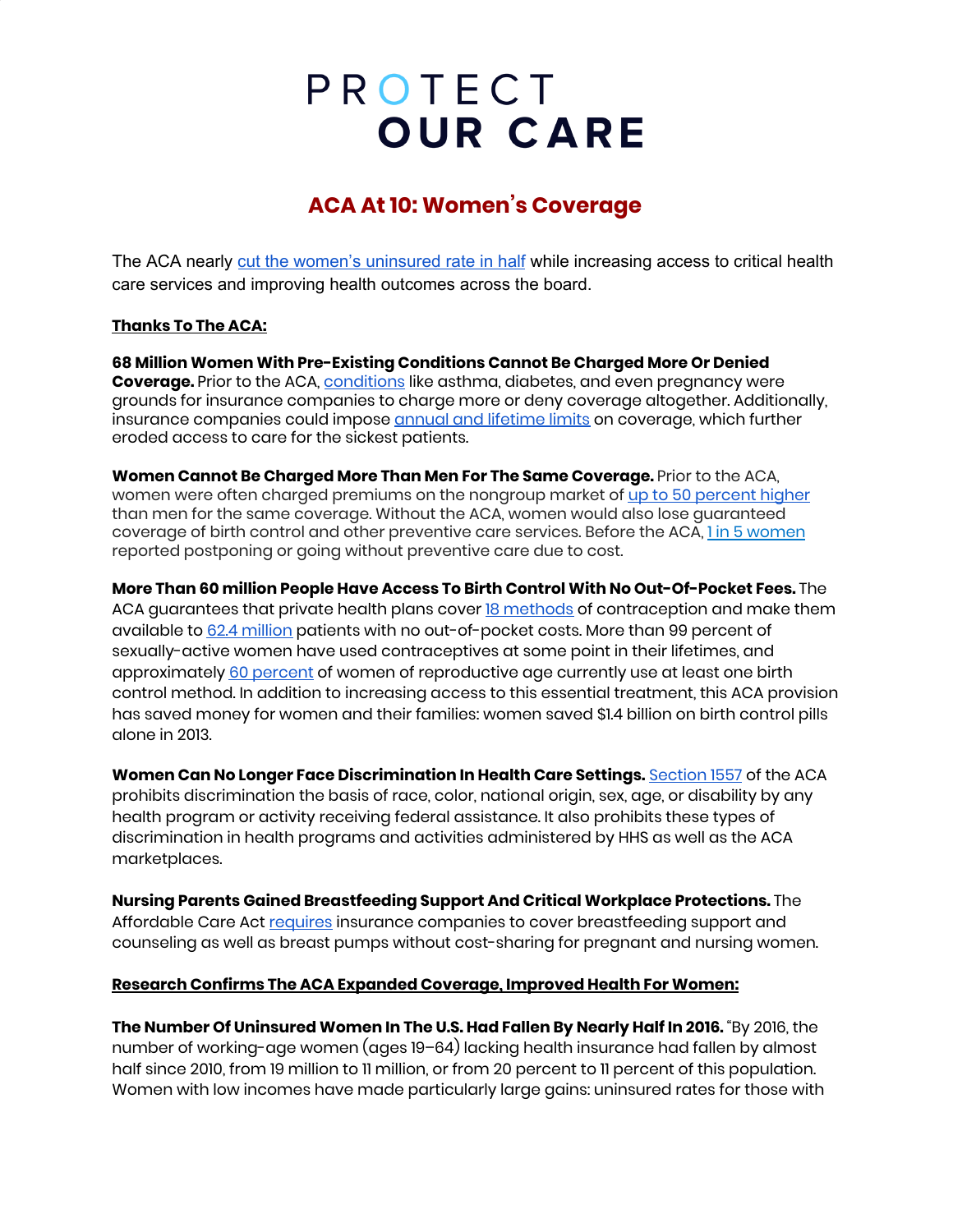# PROTECT OUR CARE

## ACA At 10: Women's Coverage

The ACA nearly cut the women's uninsured rate in half while increasing access to critical health care services and improving health outcomes across the board.

**Thanks To The ACA:**

**68 Million Women With Pre-Existing Conditions Cannot Be Charged More Or Denied Coverage.** Prior to the ACA, conditions like asthma, diabetes, and even pregnancy were grounds for insurance companies to charge more or deny coverage altogether. Additionally, insurance companies could impose annual and lifetime limits on coverage, which further eroded access to care for the sickest patients.

**Women Cannot Be Charged More Than Men For The Same Coverage.** Prior to the ACA, women were often charged premiums on the nongroup market of up to 50 percent higher than men for the same coverage. Without the ACA, women would also lose guaranteed coverage of birth control and other preventive care services. Before the ACA, 1 in 5 women reported postponing or going without preventive care due to cost.

**More Than 60 million People Have Access To Birth Control With No Out-Of-Pocket Fees.** The ACA guarantees that private health plans cover 18 methods of contraception and make them available to 62.4 million patients with no out-of-pocket costs. More than 99 percent of sexually-active women have used contraceptives at some point in their lifetimes, and approximately 60 percent of women of reproductive age currently use at least one birth control method. In addition to increasing access to this essential treatment, this ACA provision has saved money for women and their families: women saved $1.4 billion on birth control pills alone in 2013.

**Women Can No Longer Face Discrimination In Health Care Settings.** Section 1557 of the ACA prohibits discrimination the basis of race, color, national origin, sex, age, or disability by any health program or activity receiving federal assistance. It also prohibits these types of discrimination in health programs and activities administered by HHS as well as the ACA marketplaces.

**Nursing Parents Gained Breastfeeding Support And Critical Workplace Protections.** The Affordable Care Act requires insurance companies to cover breastfeeding support and counseling as well as breast pumps without cost-sharing for pregnant and nursing women.

**Research Confirms The ACA Expanded Coverage, Improved Health For Women:**

**The Number Of Uninsured Women In The U.S. Had Fallen By Nearly Half In 2016.** "By 2016, the number of working-age women (ages 19–64) lacking health insurance had fallen by almost half since 2010, from 19 million to 11 million, or from 20 percent to 11 percent of this population. Women with low incomes have made particularly large gains: uninsured rates for those with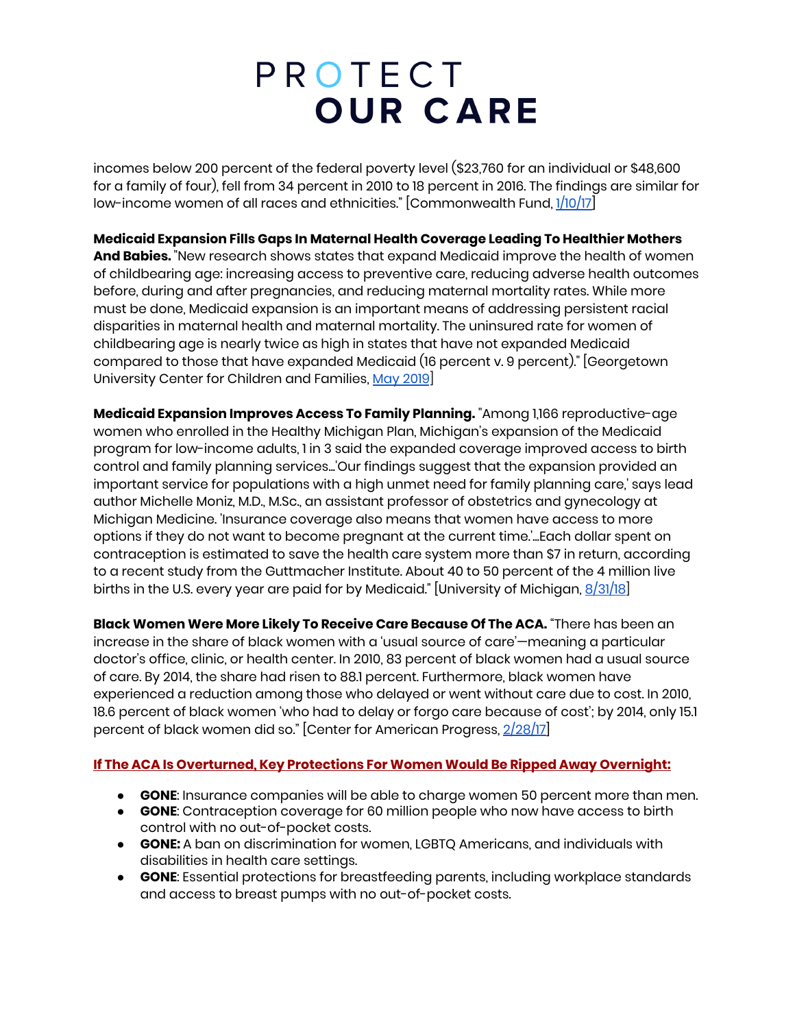incomes below 200 percent of the federal poverty level ($23,760 for an individual or $48,600 for a family of four), fell from 34 percent in 2010 to 18 percent in 2016. The findings are similar for low-income women of all races and ethnicities." [Commonwealth Fund, 1/10/17]

**Medicaid Expansion Fills Gaps In Maternal Health Coverage Leading To Healthier Mothers And Babies.** "New research shows states that expand Medicaid improve the health of women of childbearing age: increasing access to preventive care, reducing adverse health outcomes before, during and after pregnancies, and reducing maternal mortality rates. While more must be done, Medicaid expansion is an important means of addressing persistent racial disparities in maternal health and maternal mortality. The uninsured rate for women of childbearing age is nearly twice as high in states that have not expanded Medicaid compared to those that have expanded Medicaid (16 percent v. 9 percent)." [Georgetown University Center for Children and Families, May 2019]

**Medicaid Expansion Improves Access To Family Planning.** "Among 1,166 reproductive-age women who enrolled in the Healthy Michigan Plan, Michigan's expansion of the Medicaid program for low-income adults, 1 in 3 said the expanded coverage improved access to birth control and family planning services…'Our findings suggest that the expansion provided an important service for populations with a high unmet need for family planning care,' says lead author Michelle Moniz, M.D., M.Sc., an assistant professor of obstetrics and gynecology at Michigan Medicine. 'Insurance coverage also means that women have access to more options if they do not want to become pregnant at the current time.'…Each dollar spent on contraception is estimated to save the health care system more than $7 in return, according to a recent study from the Guttmacher Institute. About 40 to 50 percent of the 4 million live births in the U.S. every year are paid for by Medicaid." [University of Michigan, 8/31/18]

**Black Women Were More Likely To Receive Care Because Of The ACA.** "There has been an increase in the share of black women with a 'usual source of care'—meaning a particular doctor's office, clinic, or health center. In 2010, 83 percent of black women had a usual source of care. By 2014, the share had risen to 88.1 percent. Furthermore, black women have experienced a reduction among those who delayed or went without care due to cost. In 2010, 18.6 percent of black women 'who had to delay or forgo care because of cost'; by 2014, only 15.1 percent of black women did so." [Center for American Progress, 2/28/17]

**If The ACA Is Overturned, Key Protections For Women Would Be Ripped Away Overnight:**

- **GONE**: Insurance companies will be able to charge women 50 percent more than men.
- **GONE**: Contraception coverage for 60 million people who now have access to birth control with no out-of-pocket costs.
- **GONE:** A ban on discrimination for women, LGBTQ Americans, and individuals with disabilities in health care settings.
- **GONE**: Essential protections for breastfeeding parents, including workplace standards and access to breast pumps with no out-of-pocket costs.